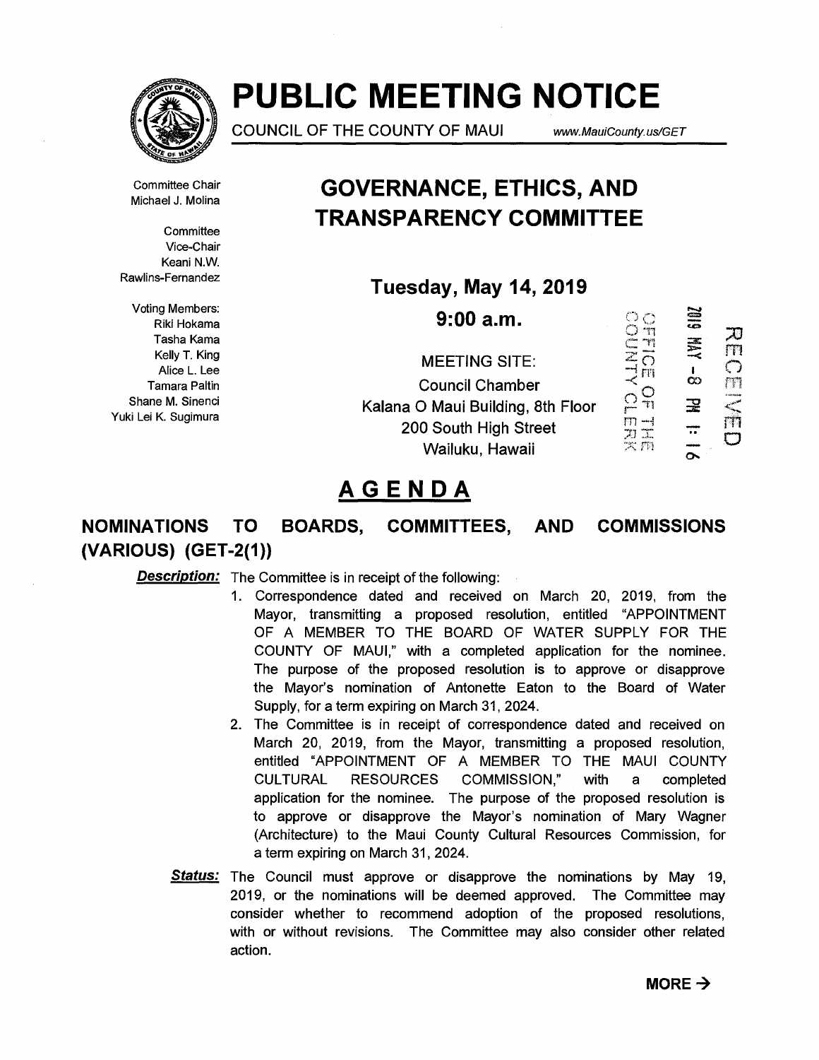# PUBLIC MEETING NOTICE

COUNCIL OF THE COUNTY OF MAUI www.MauiCounty.us/GET

Committee Chair
Michael J. Molina

Committee Vice-Chair
Keani N.W. Rawlins-Fernandez

Voting Members:
Riki Hokama
Tasha Kama
Kelly T. King
Alice L. Lee
Tamara Paltin
Shane M. Sinenci
Yuki Lei K. Sugimura

## GOVERNANCE, ETHICS, AND TRANSPARENCY COMMITTEE

**Tuesday, May 14, 2019**

**9:00 a.m.**

MEETING SITE:
Council Chamber
Kalana O Maui Building, 8th Floor
200 South High Street
Wailuku, Hawaii

OFFICE OF THE COUNTY CLERK
2019 MAY -8 PM 1:16
RECEIVED

# AGENDA

## NOMINATIONS TO BOARDS, COMMITTEES, AND COMMISSIONS (VARIOUS) (GET-2(1))

***Description:*** The Committee is in receipt of the following:

1. Correspondence dated and received on March 20, 2019, from the Mayor, transmitting a proposed resolution, entitled "APPOINTMENT OF A MEMBER TO THE BOARD OF WATER SUPPLY FOR THE COUNTY OF MAUI," with a completed application for the nominee. The purpose of the proposed resolution is to approve or disapprove the Mayor's nomination of Antonette Eaton to the Board of Water Supply, for a term expiring on March 31, 2024.
2. The Committee is in receipt of correspondence dated and received on March 20, 2019, from the Mayor, transmitting a proposed resolution, entitled "APPOINTMENT OF A MEMBER TO THE MAUI COUNTY CULTURAL RESOURCES COMMISSION," with a completed application for the nominee. The purpose of the proposed resolution is to approve or disapprove the Mayor's nomination of Mary Wagner (Architecture) to the Maui County Cultural Resources Commission, for a term expiring on March 31, 2024.

***Status:*** The Council must approve or disapprove the nominations by May 19, 2019, or the nominations will be deemed approved. The Committee may consider whether to recommend adoption of the proposed resolutions, with or without revisions. The Committee may also consider other related action.

**MORE →**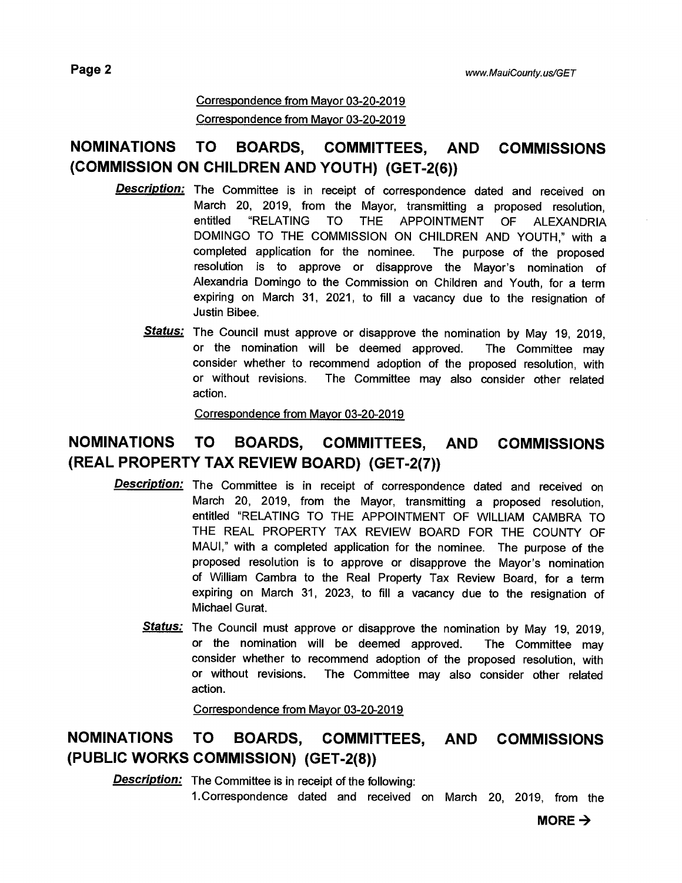Correspondence from Mayor 03-20-2019

Correspondence from Mayor 03-20-2019

## NOMINATIONS TO BOARDS, COMMITTEES, AND COMMISSIONS (COMMISSION ON CHILDREN AND YOUTH) (GET-2(6))

***Description:*** The Committee is in receipt of correspondence dated and received on March 20, 2019, from the Mayor, transmitting a proposed resolution, entitled "RELATING TO THE APPOINTMENT OF ALEXANDRIA DOMINGO TO THE COMMISSION ON CHILDREN AND YOUTH," with a completed application for the nominee. The purpose of the proposed resolution is to approve or disapprove the Mayor's nomination of Alexandria Domingo to the Commission on Children and Youth, for a term expiring on March 31, 2021, to fill a vacancy due to the resignation of Justin Bibee.

***Status:*** The Council must approve or disapprove the nomination by May 19, 2019, or the nomination will be deemed approved. The Committee may consider whether to recommend adoption of the proposed resolution, with or without revisions. The Committee may also consider other related action.

Correspondence from Mayor 03-20-2019

## NOMINATIONS TO BOARDS, COMMITTEES, AND COMMISSIONS (REAL PROPERTY TAX REVIEW BOARD) (GET-2(7))

***Description:*** The Committee is in receipt of correspondence dated and received on March 20, 2019, from the Mayor, transmitting a proposed resolution, entitled "RELATING TO THE APPOINTMENT OF WILLIAM CAMBRA TO THE REAL PROPERTY TAX REVIEW BOARD FOR THE COUNTY OF MAUI," with a completed application for the nominee. The purpose of the proposed resolution is to approve or disapprove the Mayor's nomination of William Cambra to the Real Property Tax Review Board, for a term expiring on March 31, 2023, to fill a vacancy due to the resignation of Michael Gurat.

***Status:*** The Council must approve or disapprove the nomination by May 19, 2019, or the nomination will be deemed approved. The Committee may consider whether to recommend adoption of the proposed resolution, with or without revisions. The Committee may also consider other related action.

Correspondence from Mayor 03-20-2019

## NOMINATIONS TO BOARDS, COMMITTEES, AND COMMISSIONS (PUBLIC WORKS COMMISSION) (GET-2(8))

***Description:*** The Committee is in receipt of the following:

1. Correspondence dated and received on March 20, 2019, from the

**MORE →**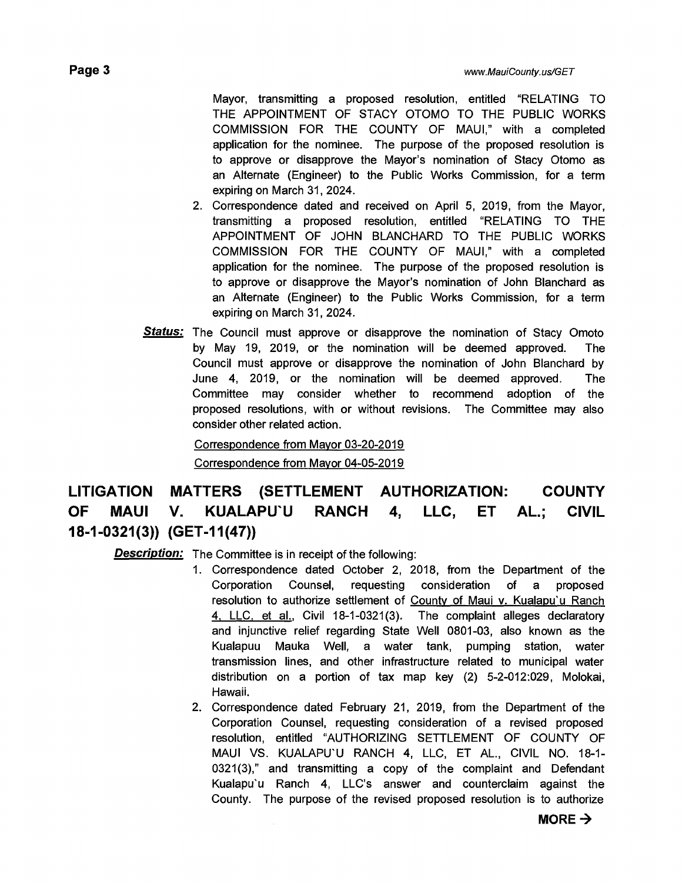Mayor, transmitting a proposed resolution, entitled "RELATING TO THE APPOINTMENT OF STACY OTOMO TO THE PUBLIC WORKS COMMISSION FOR THE COUNTY OF MAUI," with a completed application for the nominee. The purpose of the proposed resolution is to approve or disapprove the Mayor's nomination of Stacy Otomo as an Alternate (Engineer) to the Public Works Commission, for a term expiring on March 31, 2024.

2. Correspondence dated and received on April 5, 2019, from the Mayor, transmitting a proposed resolution, entitled "RELATING TO THE APPOINTMENT OF JOHN BLANCHARD TO THE PUBLIC WORKS COMMISSION FOR THE COUNTY OF MAUI," with a completed application for the nominee. The purpose of the proposed resolution is to approve or disapprove the Mayor's nomination of John Blanchard as an Alternate (Engineer) to the Public Works Commission, for a term expiring on March 31, 2024.

***Status:*** The Council must approve or disapprove the nomination of Stacy Omoto by May 19, 2019, or the nomination will be deemed approved. The Council must approve or disapprove the nomination of John Blanchard by June 4, 2019, or the nomination will be deemed approved. The Committee may consider whether to recommend adoption of the proposed resolutions, with or without revisions. The Committee may also consider other related action.

Correspondence from Mayor 03-20-2019

Correspondence from Mayor 04-05-2019

## LITIGATION MATTERS (SETTLEMENT AUTHORIZATION: COUNTY OF MAUI V. KUALAPU`U RANCH 4, LLC, ET AL.; CIVIL 18-1-0321(3)) (GET-11(47))

***Description:*** The Committee is in receipt of the following:

1. Correspondence dated October 2, 2018, from the Department of the Corporation Counsel, requesting consideration of a proposed resolution to authorize settlement of County of Maui v. Kualapu`u Ranch 4, LLC, et al., Civil 18-1-0321(3). The complaint alleges declaratory and injunctive relief regarding State Well 0801-03, also known as the Kualapuu Mauka Well, a water tank, pumping station, water transmission lines, and other infrastructure related to municipal water distribution on a portion of tax map key (2) 5-2-012:029, Molokai, Hawaii.
2. Correspondence dated February 21, 2019, from the Department of the Corporation Counsel, requesting consideration of a revised proposed resolution, entitled "AUTHORIZING SETTLEMENT OF COUNTY OF MAUI VS. KUALAPU`U RANCH 4, LLC, ET AL., CIVIL NO. 18-1-0321(3)," and transmitting a copy of the complaint and Defendant Kualapu`u Ranch 4, LLC's answer and counterclaim against the County. The purpose of the revised proposed resolution is to authorize

**MORE →**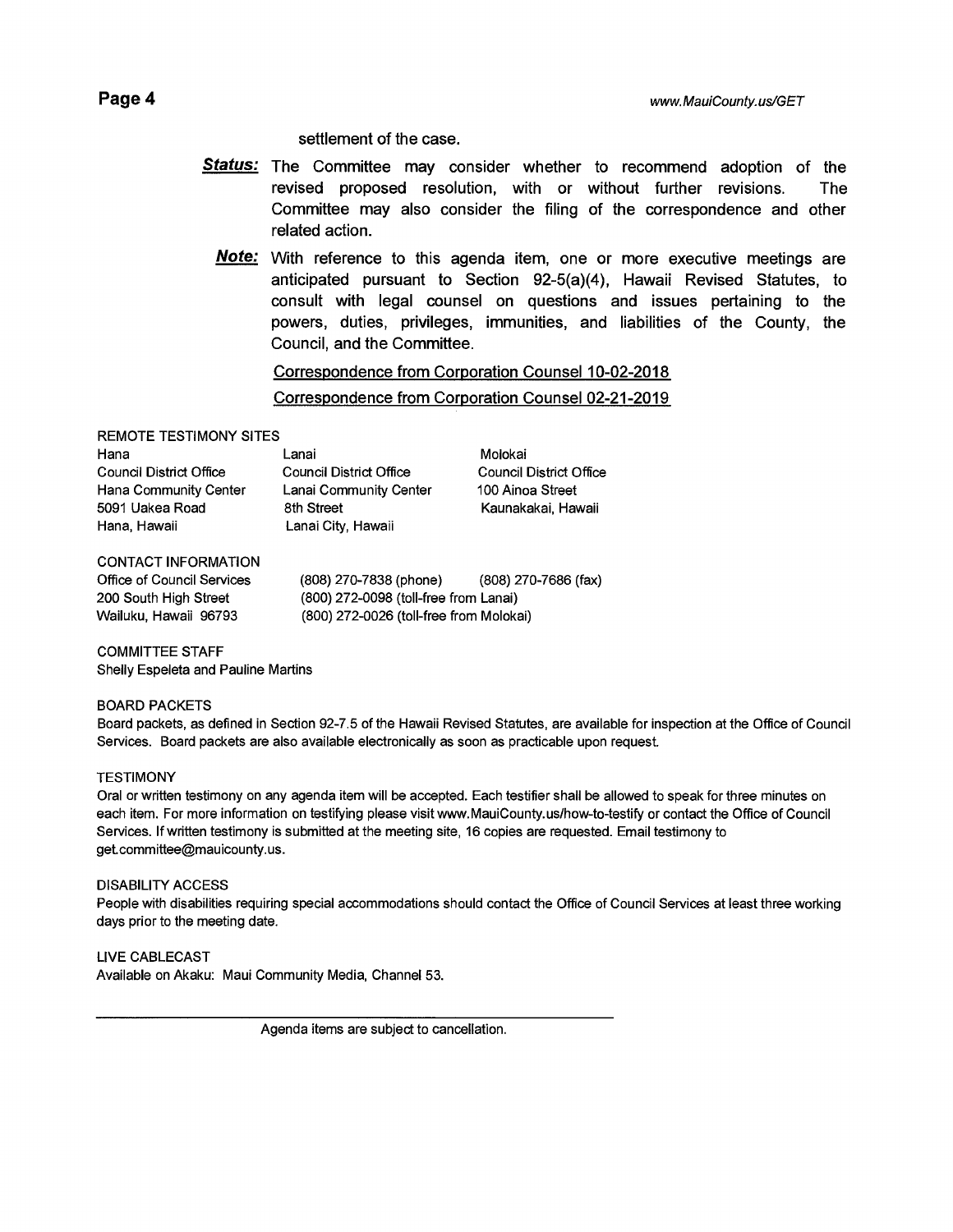settlement of the case.

***Status:*** The Committee may consider whether to recommend adoption of the revised proposed resolution, with or without further revisions. The Committee may also consider the filing of the correspondence and other related action.

***Note:*** With reference to this agenda item, one or more executive meetings are anticipated pursuant to Section 92-5(a)(4), Hawaii Revised Statutes, to consult with legal counsel on questions and issues pertaining to the powers, duties, privileges, immunities, and liabilities of the County, the Council, and the Committee.

Correspondence from Corporation Counsel 10-02-2018

Correspondence from Corporation Counsel 02-21-2019

REMOTE TESTIMONY SITES

| | | |
|---|---|---|
| Hana | Lanai | Molokai |
| Council District Office | Council District Office | Council District Office |
| Hana Community Center | Lanai Community Center | 100 Ainoa Street |
| 5091 Uakea Road | 8th Street | Kaunakakai, Hawaii |
| Hana, Hawaii | Lanai City, Hawaii | |

CONTACT INFORMATION

| | | |
|---|---|---|
| Office of Council Services | (808) 270-7838 (phone) | (808) 270-7686 (fax) |
| 200 South High Street | (800) 272-0098 (toll-free from Lanai) | |
| Wailuku, Hawaii 96793 | (800) 272-0026 (toll-free from Molokai) | |

COMMITTEE STAFF

Shelly Espeleta and Pauline Martins

BOARD PACKETS

Board packets, as defined in Section 92-7.5 of the Hawaii Revised Statutes, are available for inspection at the Office of Council Services. Board packets are also available electronically as soon as practicable upon request.

TESTIMONY

Oral or written testimony on any agenda item will be accepted. Each testifier shall be allowed to speak for three minutes on each item. For more information on testifying please visit www.MauiCounty.us/how-to-testify or contact the Office of Council Services. If written testimony is submitted at the meeting site, 16 copies are requested. Email testimony to get.committee@mauicounty.us.

DISABILITY ACCESS

People with disabilities requiring special accommodations should contact the Office of Council Services at least three working days prior to the meeting date.

LIVE CABLECAST

Available on Akaku: Maui Community Media, Channel 53.

---

Agenda items are subject to cancellation.